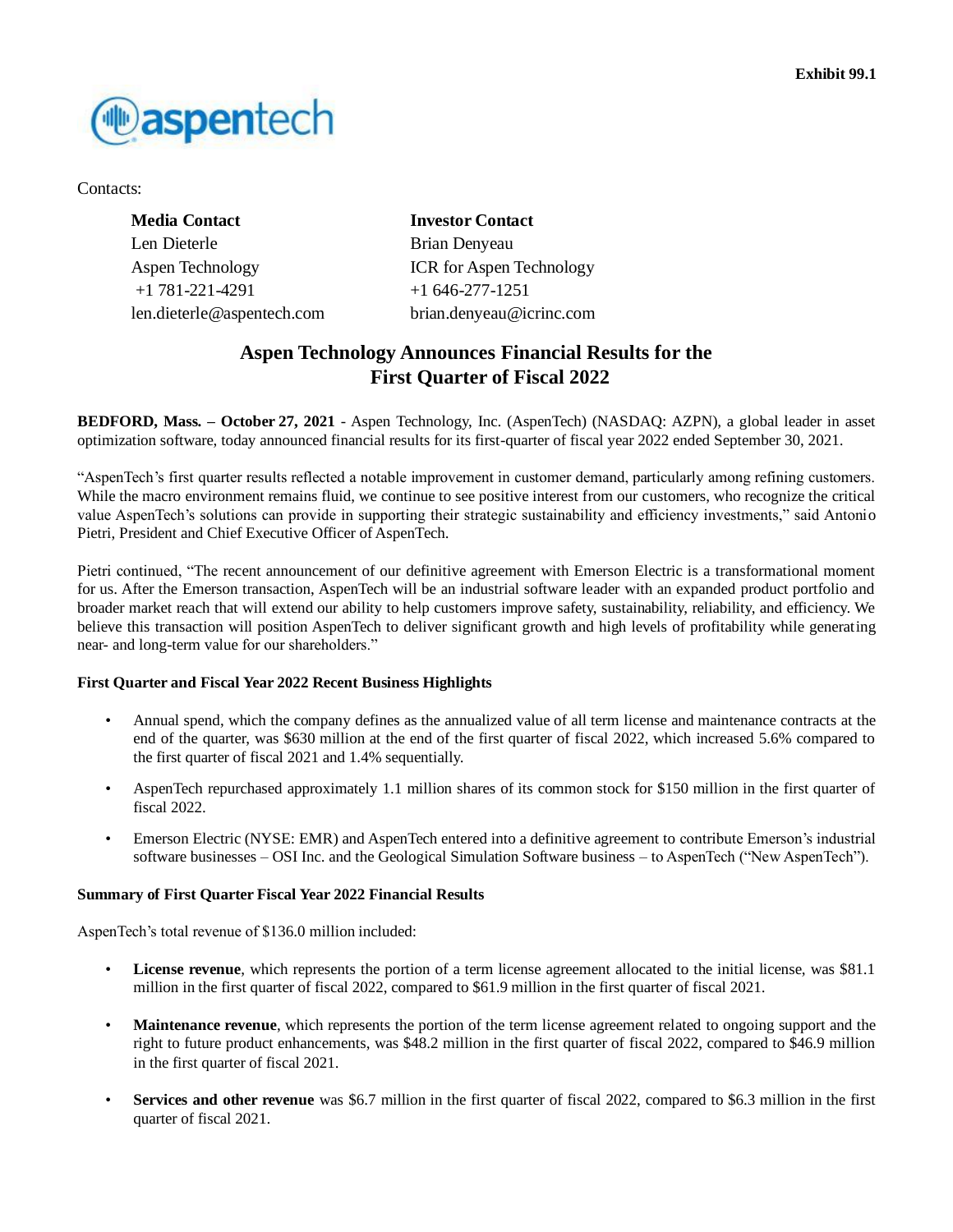Exhibit 99.1

Contacts:

| **Media Contact** | **Investor Contact** |
|---|---|
| Len Dieterle | Brian Denyeau |
| Aspen Technology | ICR for Aspen Technology |
| +1 781-221-4291 | +1 646-277-1251 |
| len.dieterle@aspentech.com | brian.denyeau@icrinc.com |

# Aspen Technology Announces Financial Results for the First Quarter of Fiscal 2022

**BEDFORD, Mass. – October 27, 2021** - Aspen Technology, Inc. (AspenTech) (NASDAQ: AZPN), a global leader in asset optimization software, today announced financial results for its first-quarter of fiscal year 2022 ended September 30, 2021.

"AspenTech's first quarter results reflected a notable improvement in customer demand, particularly among refining customers. While the macro environment remains fluid, we continue to see positive interest from our customers, who recognize the critical value AspenTech's solutions can provide in supporting their strategic sustainability and efficiency investments," said Antonio Pietri, President and Chief Executive Officer of AspenTech.

Pietri continued, "The recent announcement of our definitive agreement with Emerson Electric is a transformational moment for us. After the Emerson transaction, AspenTech will be an industrial software leader with an expanded product portfolio and broader market reach that will extend our ability to help customers improve safety, sustainability, reliability, and efficiency. We believe this transaction will position AspenTech to deliver significant growth and high levels of profitability while generating near- and long-term value for our shareholders."

**First Quarter and Fiscal Year 2022 Recent Business Highlights**

- Annual spend, which the company defines as the annualized value of all term license and maintenance contracts at the end of the quarter, was $630 million at the end of the first quarter of fiscal 2022, which increased 5.6% compared to the first quarter of fiscal 2021 and 1.4% sequentially.
- AspenTech repurchased approximately 1.1 million shares of its common stock for $150 million in the first quarter of fiscal 2022.
- Emerson Electric (NYSE: EMR) and AspenTech entered into a definitive agreement to contribute Emerson's industrial software businesses – OSI Inc. and the Geological Simulation Software business – to AspenTech ("New AspenTech").

**Summary of First Quarter Fiscal Year 2022 Financial Results**

AspenTech's total revenue of $136.0 million included:

- **License revenue**, which represents the portion of a term license agreement allocated to the initial license, was $81.1 million in the first quarter of fiscal 2022, compared to $61.9 million in the first quarter of fiscal 2021.
- **Maintenance revenue**, which represents the portion of the term license agreement related to ongoing support and the right to future product enhancements, was $48.2 million in the first quarter of fiscal 2022, compared to $46.9 million in the first quarter of fiscal 2021.
- **Services and other revenue** was $6.7 million in the first quarter of fiscal 2022, compared to $6.3 million in the first quarter of fiscal 2021.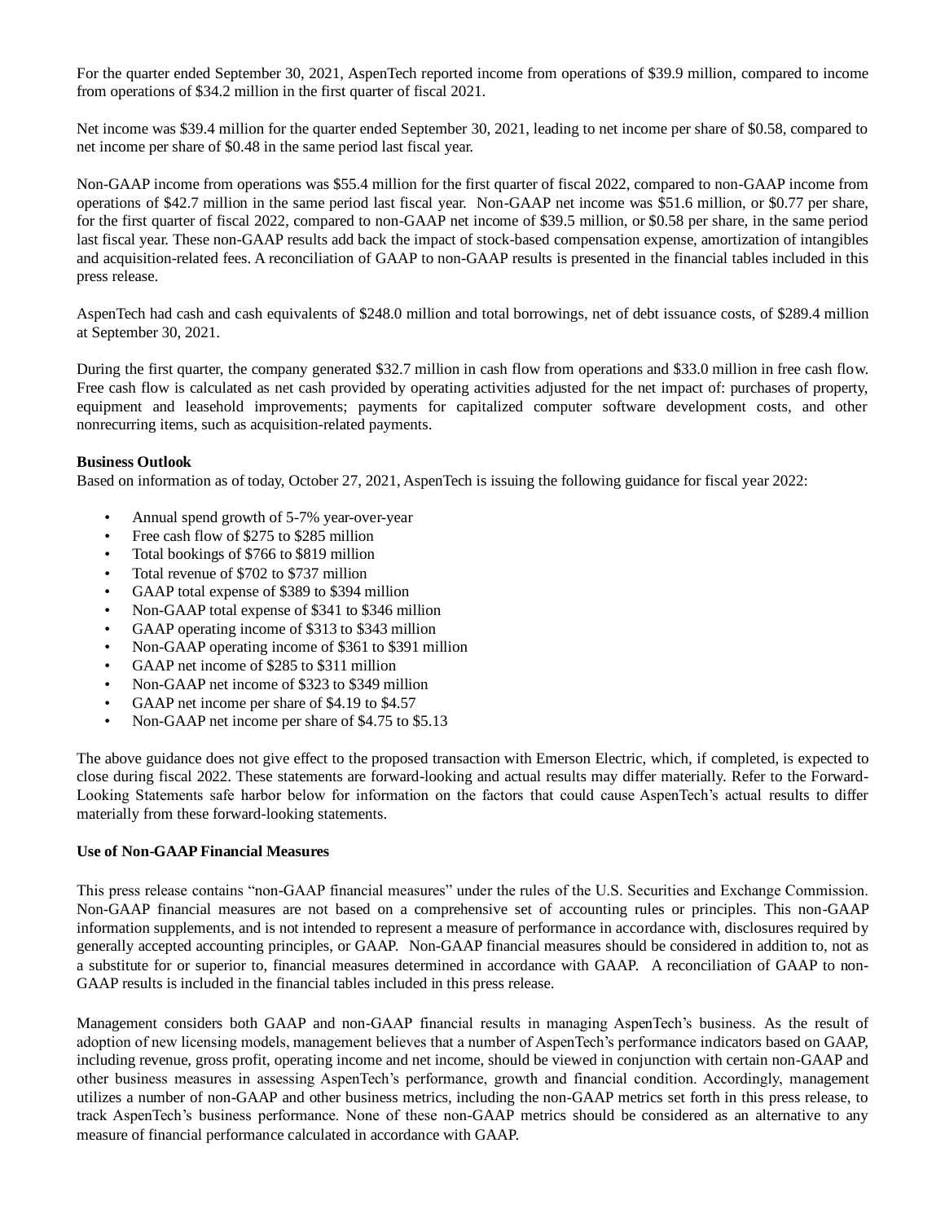For the quarter ended September 30, 2021, AspenTech reported income from operations of $39.9 million, compared to income from operations of $34.2 million in the first quarter of fiscal 2021.

Net income was $39.4 million for the quarter ended September 30, 2021, leading to net income per share of $0.58, compared to net income per share of $0.48 in the same period last fiscal year.

Non-GAAP income from operations was $55.4 million for the first quarter of fiscal 2022, compared to non-GAAP income from operations of $42.7 million in the same period last fiscal year. Non-GAAP net income was $51.6 million, or $0.77 per share, for the first quarter of fiscal 2022, compared to non-GAAP net income of $39.5 million, or $0.58 per share, in the same period last fiscal year. These non-GAAP results add back the impact of stock-based compensation expense, amortization of intangibles and acquisition-related fees. A reconciliation of GAAP to non-GAAP results is presented in the financial tables included in this press release.

AspenTech had cash and cash equivalents of $248.0 million and total borrowings, net of debt issuance costs, of $289.4 million at September 30, 2021.

During the first quarter, the company generated $32.7 million in cash flow from operations and $33.0 million in free cash flow. Free cash flow is calculated as net cash provided by operating activities adjusted for the net impact of: purchases of property, equipment and leasehold improvements; payments for capitalized computer software development costs, and other nonrecurring items, such as acquisition-related payments.

**Business Outlook**

Based on information as of today, October 27, 2021, AspenTech is issuing the following guidance for fiscal year 2022:

- Annual spend growth of 5-7% year-over-year
- Free cash flow of $275 to $285 million
- Total bookings of $766 to $819 million
- Total revenue of $702 to $737 million
- GAAP total expense of $389 to $394 million
- Non-GAAP total expense of $341 to $346 million
- GAAP operating income of $313 to $343 million
- Non-GAAP operating income of $361 to $391 million
- GAAP net income of $285 to $311 million
- Non-GAAP net income of $323 to $349 million
- GAAP net income per share of $4.19 to $4.57
- Non-GAAP net income per share of $4.75 to $5.13

The above guidance does not give effect to the proposed transaction with Emerson Electric, which, if completed, is expected to close during fiscal 2022. These statements are forward-looking and actual results may differ materially. Refer to the Forward-Looking Statements safe harbor below for information on the factors that could cause AspenTech's actual results to differ materially from these forward-looking statements.

**Use of Non-GAAP Financial Measures**

This press release contains "non-GAAP financial measures" under the rules of the U.S. Securities and Exchange Commission. Non-GAAP financial measures are not based on a comprehensive set of accounting rules or principles. This non-GAAP information supplements, and is not intended to represent a measure of performance in accordance with, disclosures required by generally accepted accounting principles, or GAAP. Non-GAAP financial measures should be considered in addition to, not as a substitute for or superior to, financial measures determined in accordance with GAAP. A reconciliation of GAAP to non-GAAP results is included in the financial tables included in this press release.

Management considers both GAAP and non-GAAP financial results in managing AspenTech's business. As the result of adoption of new licensing models, management believes that a number of AspenTech's performance indicators based on GAAP, including revenue, gross profit, operating income and net income, should be viewed in conjunction with certain non-GAAP and other business measures in assessing AspenTech's performance, growth and financial condition. Accordingly, management utilizes a number of non-GAAP and other business metrics, including the non-GAAP metrics set forth in this press release, to track AspenTech's business performance. None of these non-GAAP metrics should be considered as an alternative to any measure of financial performance calculated in accordance with GAAP.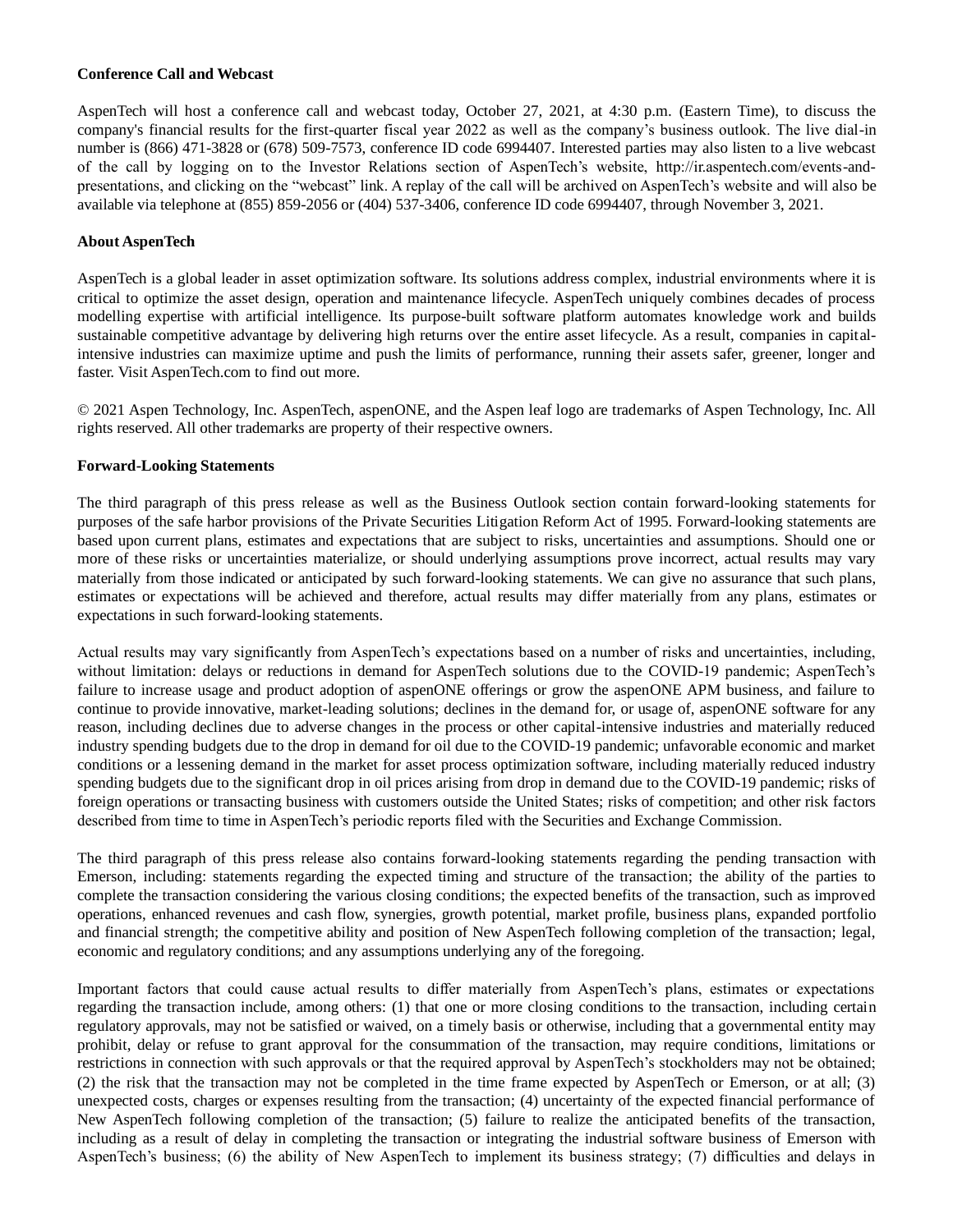**Conference Call and Webcast**

AspenTech will host a conference call and webcast today, October 27, 2021, at 4:30 p.m. (Eastern Time), to discuss the company's financial results for the first-quarter fiscal year 2022 as well as the company's business outlook. The live dial-in number is (866) 471-3828 or (678) 509-7573, conference ID code 6994407. Interested parties may also listen to a live webcast of the call by logging on to the Investor Relations section of AspenTech's website, http://ir.aspentech.com/events-and-presentations, and clicking on the "webcast" link. A replay of the call will be archived on AspenTech's website and will also be available via telephone at (855) 859-2056 or (404) 537-3406, conference ID code 6994407, through November 3, 2021.

**About AspenTech**

AspenTech is a global leader in asset optimization software. Its solutions address complex, industrial environments where it is critical to optimize the asset design, operation and maintenance lifecycle. AspenTech uniquely combines decades of process modelling expertise with artificial intelligence. Its purpose-built software platform automates knowledge work and builds sustainable competitive advantage by delivering high returns over the entire asset lifecycle. As a result, companies in capital-intensive industries can maximize uptime and push the limits of performance, running their assets safer, greener, longer and faster. Visit AspenTech.com to find out more.

© 2021 Aspen Technology, Inc. AspenTech, aspenONE, and the Aspen leaf logo are trademarks of Aspen Technology, Inc. All rights reserved. All other trademarks are property of their respective owners.

**Forward-Looking Statements**

The third paragraph of this press release as well as the Business Outlook section contain forward-looking statements for purposes of the safe harbor provisions of the Private Securities Litigation Reform Act of 1995. Forward-looking statements are based upon current plans, estimates and expectations that are subject to risks, uncertainties and assumptions. Should one or more of these risks or uncertainties materialize, or should underlying assumptions prove incorrect, actual results may vary materially from those indicated or anticipated by such forward-looking statements. We can give no assurance that such plans, estimates or expectations will be achieved and therefore, actual results may differ materially from any plans, estimates or expectations in such forward-looking statements.

Actual results may vary significantly from AspenTech's expectations based on a number of risks and uncertainties, including, without limitation: delays or reductions in demand for AspenTech solutions due to the COVID-19 pandemic; AspenTech's failure to increase usage and product adoption of aspenONE offerings or grow the aspenONE APM business, and failure to continue to provide innovative, market-leading solutions; declines in the demand for, or usage of, aspenONE software for any reason, including declines due to adverse changes in the process or other capital-intensive industries and materially reduced industry spending budgets due to the drop in demand for oil due to the COVID-19 pandemic; unfavorable economic and market conditions or a lessening demand in the market for asset process optimization software, including materially reduced industry spending budgets due to the significant drop in oil prices arising from drop in demand due to the COVID-19 pandemic; risks of foreign operations or transacting business with customers outside the United States; risks of competition; and other risk factors described from time to time in AspenTech's periodic reports filed with the Securities and Exchange Commission.

The third paragraph of this press release also contains forward-looking statements regarding the pending transaction with Emerson, including: statements regarding the expected timing and structure of the transaction; the ability of the parties to complete the transaction considering the various closing conditions; the expected benefits of the transaction, such as improved operations, enhanced revenues and cash flow, synergies, growth potential, market profile, business plans, expanded portfolio and financial strength; the competitive ability and position of New AspenTech following completion of the transaction; legal, economic and regulatory conditions; and any assumptions underlying any of the foregoing.

Important factors that could cause actual results to differ materially from AspenTech's plans, estimates or expectations regarding the transaction include, among others: (1) that one or more closing conditions to the transaction, including certain regulatory approvals, may not be satisfied or waived, on a timely basis or otherwise, including that a governmental entity may prohibit, delay or refuse to grant approval for the consummation of the transaction, may require conditions, limitations or restrictions in connection with such approvals or that the required approval by AspenTech's stockholders may not be obtained; (2) the risk that the transaction may not be completed in the time frame expected by AspenTech or Emerson, or at all; (3) unexpected costs, charges or expenses resulting from the transaction; (4) uncertainty of the expected financial performance of New AspenTech following completion of the transaction; (5) failure to realize the anticipated benefits of the transaction, including as a result of delay in completing the transaction or integrating the industrial software business of Emerson with AspenTech's business; (6) the ability of New AspenTech to implement its business strategy; (7) difficulties and delays in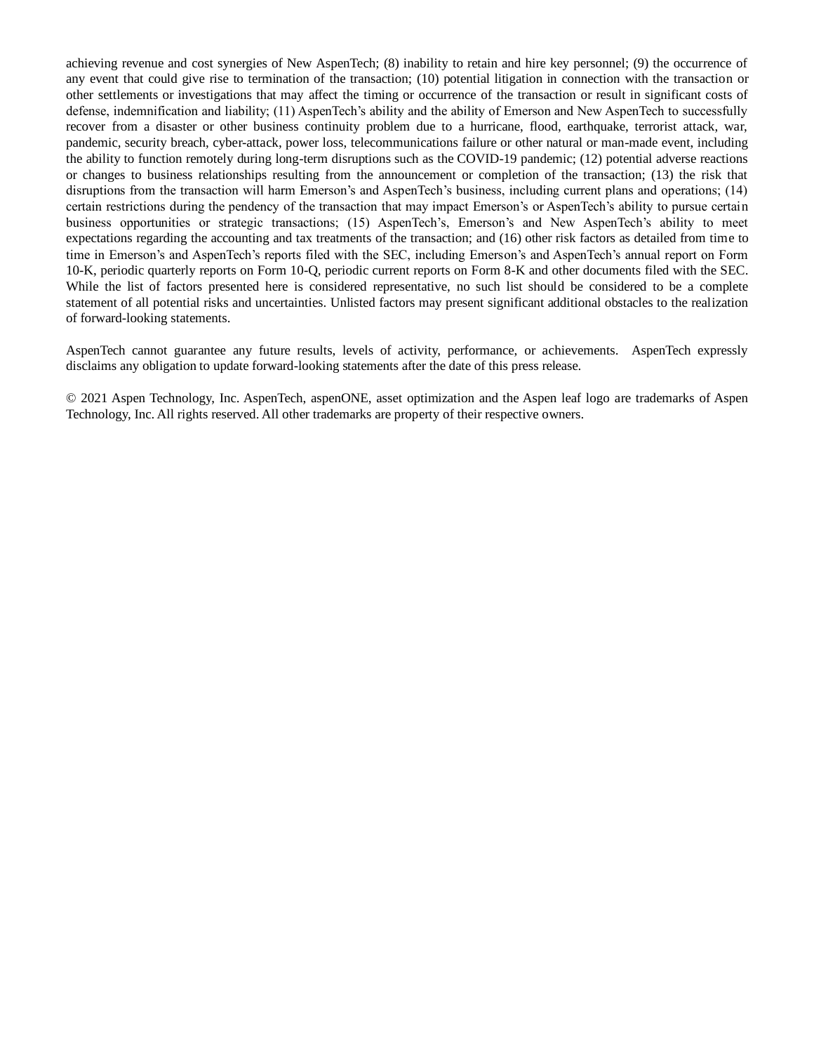achieving revenue and cost synergies of New AspenTech; (8) inability to retain and hire key personnel; (9) the occurrence of any event that could give rise to termination of the transaction; (10) potential litigation in connection with the transaction or other settlements or investigations that may affect the timing or occurrence of the transaction or result in significant costs of defense, indemnification and liability; (11) AspenTech's ability and the ability of Emerson and New AspenTech to successfully recover from a disaster or other business continuity problem due to a hurricane, flood, earthquake, terrorist attack, war, pandemic, security breach, cyber-attack, power loss, telecommunications failure or other natural or man-made event, including the ability to function remotely during long-term disruptions such as the COVID-19 pandemic; (12) potential adverse reactions or changes to business relationships resulting from the announcement or completion of the transaction; (13) the risk that disruptions from the transaction will harm Emerson's and AspenTech's business, including current plans and operations; (14) certain restrictions during the pendency of the transaction that may impact Emerson's or AspenTech's ability to pursue certain business opportunities or strategic transactions; (15) AspenTech's, Emerson's and New AspenTech's ability to meet expectations regarding the accounting and tax treatments of the transaction; and (16) other risk factors as detailed from time to time in Emerson's and AspenTech's reports filed with the SEC, including Emerson's and AspenTech's annual report on Form 10-K, periodic quarterly reports on Form 10-Q, periodic current reports on Form 8-K and other documents filed with the SEC. While the list of factors presented here is considered representative, no such list should be considered to be a complete statement of all potential risks and uncertainties. Unlisted factors may present significant additional obstacles to the realization of forward-looking statements.

AspenTech cannot guarantee any future results, levels of activity, performance, or achievements. AspenTech expressly disclaims any obligation to update forward-looking statements after the date of this press release.

© 2021 Aspen Technology, Inc. AspenTech, aspenONE, asset optimization and the Aspen leaf logo are trademarks of Aspen Technology, Inc. All rights reserved. All other trademarks are property of their respective owners.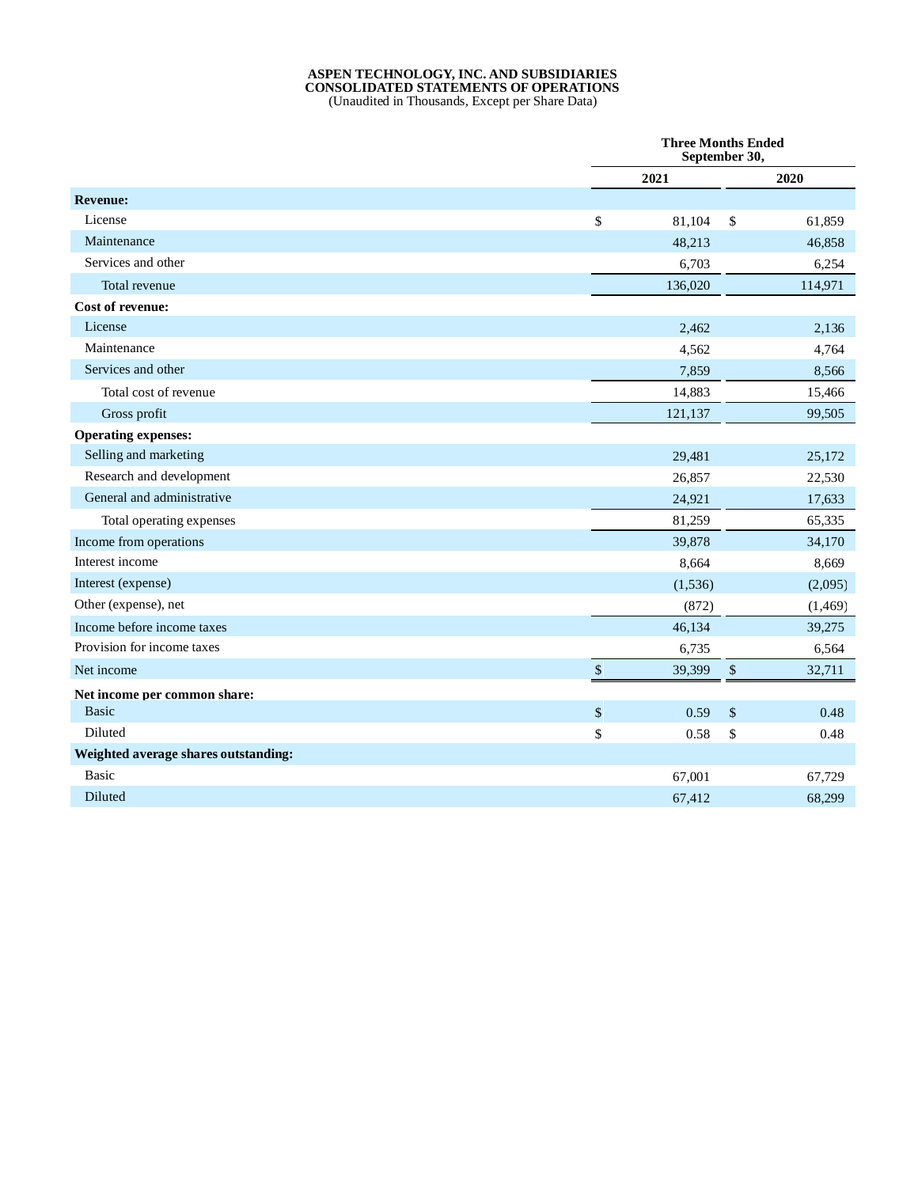**ASPEN TECHNOLOGY, INC. AND SUBSIDIARIES**
**CONSOLIDATED STATEMENTS OF OPERATIONS**
(Unaudited in Thousands, Except per Share Data)

| | Three Months Ended September 30, | |
|---|---|---|
| | 2021 | 2020 |
| **Revenue:** | | |
| License | $ 81,104 | $ 61,859 |
| Maintenance | 48,213 | 46,858 |
| Services and other | 6,703 | 6,254 |
| Total revenue | 136,020 | 114,971 |
| **Cost of revenue:** | | |
| License | 2,462 | 2,136 |
| Maintenance | 4,562 | 4,764 |
| Services and other | 7,859 | 8,566 |
| Total cost of revenue | 14,883 | 15,466 |
| Gross profit | 121,137 | 99,505 |
| **Operating expenses:** | | |
| Selling and marketing | 29,481 | 25,172 |
| Research and development | 26,857 | 22,530 |
| General and administrative | 24,921 | 17,633 |
| Total operating expenses | 81,259 | 65,335 |
| Income from operations | 39,878 | 34,170 |
| Interest income | 8,664 | 8,669 |
| Interest (expense) | (1,536) | (2,095) |
| Other (expense), net | (872) | (1,469) |
| Income before income taxes | 46,134 | 39,275 |
| Provision for income taxes | 6,735 | 6,564 |
| Net income | $ 39,399 | $ 32,711 |
| **Net income per common share:** | | |
| Basic | $ 0.59 | $ 0.48 |
| Diluted | $ 0.58 | $ 0.48 |
| **Weighted average shares outstanding:** | | |
| Basic | 67,001 | 67,729 |
| Diluted | 67,412 | 68,299 |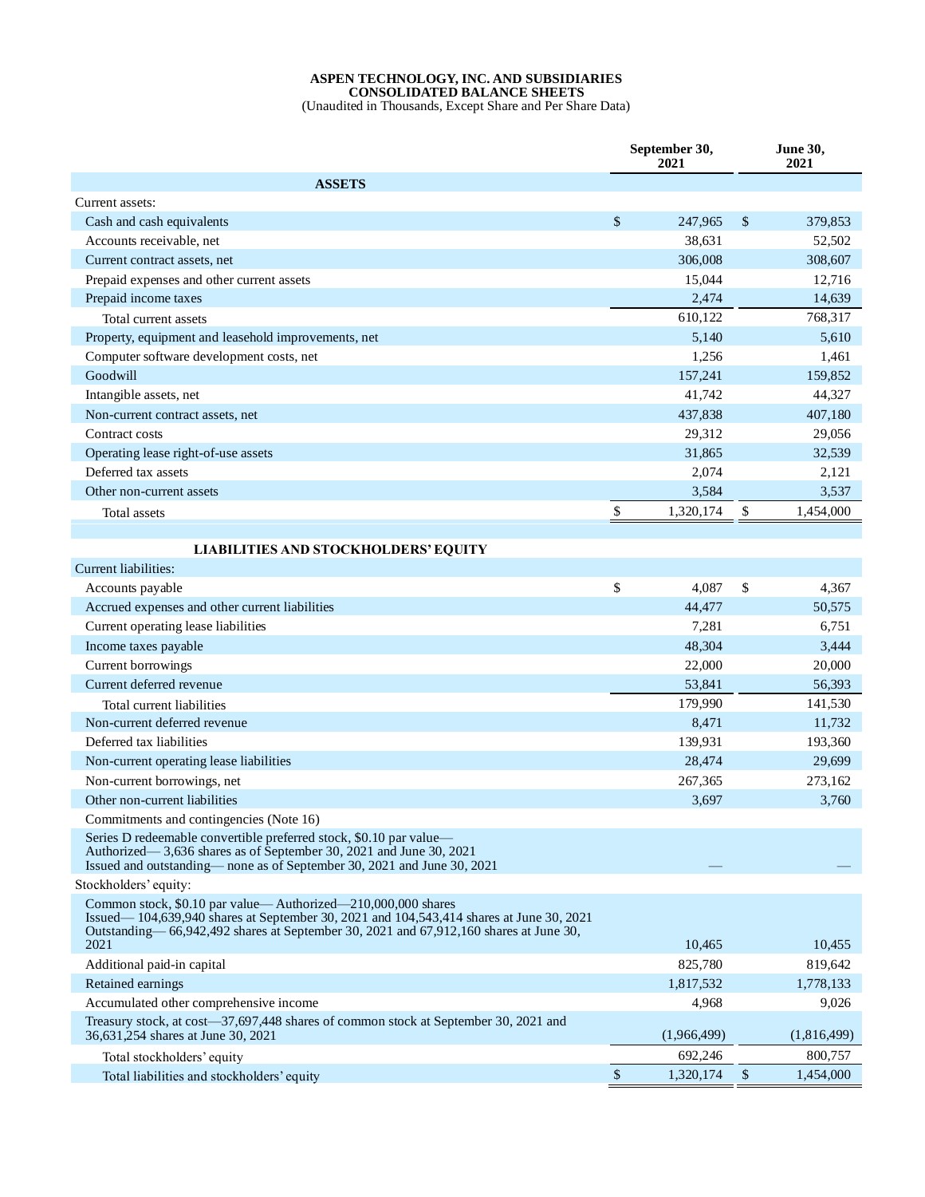**ASPEN TECHNOLOGY, INC. AND SUBSIDIARIES**
**CONSOLIDATED BALANCE SHEETS**
(Unaudited in Thousands, Except Share and Per Share Data)

| | September 30, 2021 | June 30, 2021 |
|---|---|---|
| **ASSETS** | | |
| Current assets: | | |
| Cash and cash equivalents | $ 247,965 | $ 379,853 |
| Accounts receivable, net | 38,631 | 52,502 |
| Current contract assets, net | 306,008 | 308,607 |
| Prepaid expenses and other current assets | 15,044 | 12,716 |
| Prepaid income taxes | 2,474 | 14,639 |
| Total current assets | 610,122 | 768,317 |
| Property, equipment and leasehold improvements, net | 5,140 | 5,610 |
| Computer software development costs, net | 1,256 | 1,461 |
| Goodwill | 157,241 | 159,852 |
| Intangible assets, net | 41,742 | 44,327 |
| Non-current contract assets, net | 437,838 | 407,180 |
| Contract costs | 29,312 | 29,056 |
| Operating lease right-of-use assets | 31,865 | 32,539 |
| Deferred tax assets | 2,074 | 2,121 |
| Other non-current assets | 3,584 | 3,537 |
| Total assets | $ 1,320,174 | $ 1,454,000 |
| **LIABILITIES AND STOCKHOLDERS' EQUITY** | | |
| Current liabilities: | | |
| Accounts payable | $ 4,087 | $ 4,367 |
| Accrued expenses and other current liabilities | 44,477 | 50,575 |
| Current operating lease liabilities | 7,281 | 6,751 |
| Income taxes payable | 48,304 | 3,444 |
| Current borrowings | 22,000 | 20,000 |
| Current deferred revenue | 53,841 | 56,393 |
| Total current liabilities | 179,990 | 141,530 |
| Non-current deferred revenue | 8,471 | 11,732 |
| Deferred tax liabilities | 139,931 | 193,360 |
| Non-current operating lease liabilities | 28,474 | 29,699 |
| Non-current borrowings, net | 267,365 | 273,162 |
| Other non-current liabilities | 3,697 | 3,760 |
| Commitments and contingencies (Note 16) | | |
| Series D redeemable convertible preferred stock, $0.10 par value— Authorized— 3,636 shares as of September 30, 2021 and June 30, 2021 Issued and outstanding— none as of September 30, 2021 and June 30, 2021 | — | — |
| Stockholders' equity: | | |
| Common stock, $0.10 par value— Authorized—210,000,000 shares Issued— 104,639,940 shares at September 30, 2021 and 104,543,414 shares at June 30, 2021 Outstanding— 66,942,492 shares at September 30, 2021 and 67,912,160 shares at June 30, 2021 | 10,465 | 10,455 |
| Additional paid-in capital | 825,780 | 819,642 |
| Retained earnings | 1,817,532 | 1,778,133 |
| Accumulated other comprehensive income | 4,968 | 9,026 |
| Treasury stock, at cost—37,697,448 shares of common stock at September 30, 2021 and 36,631,254 shares at June 30, 2021 | (1,966,499) | (1,816,499) |
| Total stockholders' equity | 692,246 | 800,757 |
| Total liabilities and stockholders' equity | $ 1,320,174 | $ 1,454,000 |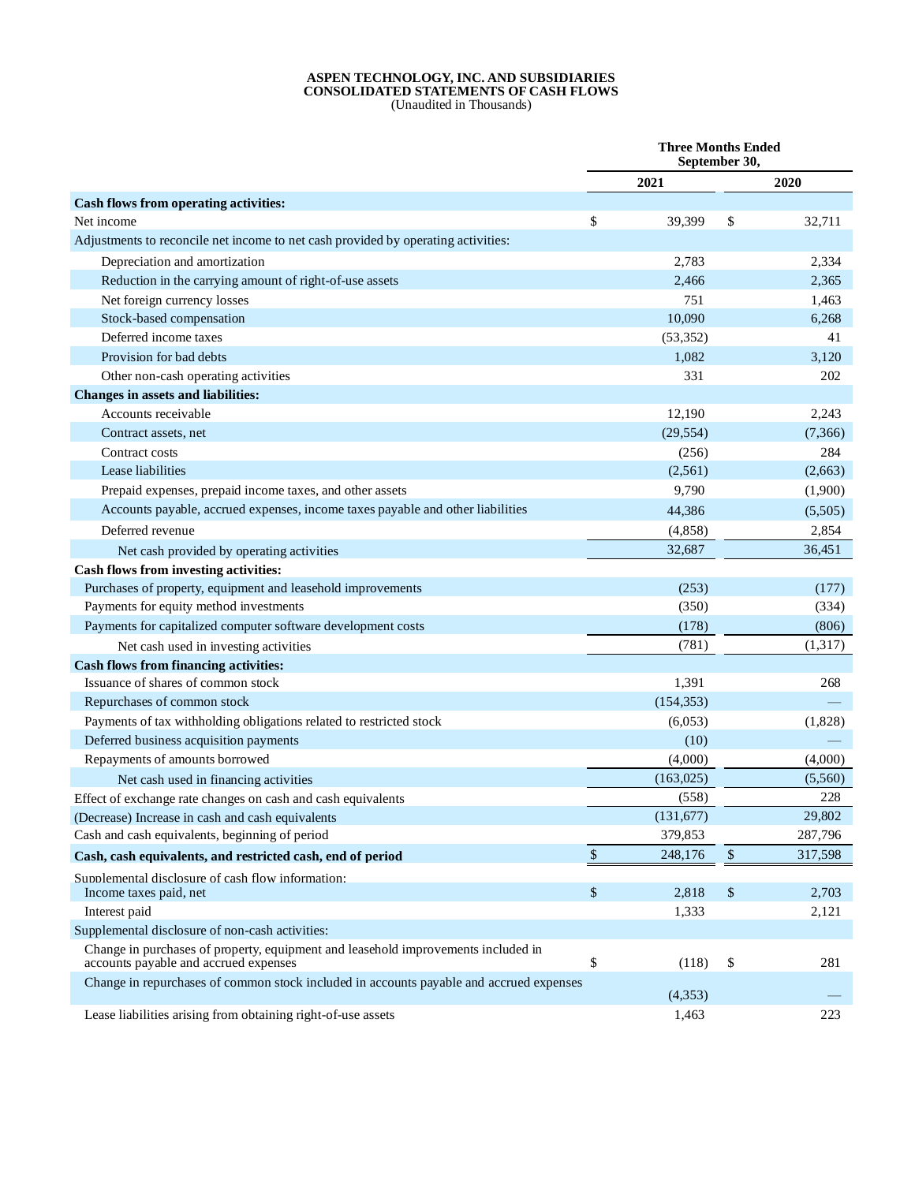**ASPEN TECHNOLOGY, INC. AND SUBSIDIARIES**
**CONSOLIDATED STATEMENTS OF CASH FLOWS**
(Unaudited in Thousands)

| | Three Months Ended September 30, | |
|---|---|---|
| | 2021 | 2020 |
| **Cash flows from operating activities:** | | |
| Net income | $ 39,399 | $ 32,711 |
| Adjustments to reconcile net income to net cash provided by operating activities: | | |
| Depreciation and amortization | 2,783 | 2,334 |
| Reduction in the carrying amount of right-of-use assets | 2,466 | 2,365 |
| Net foreign currency losses | 751 | 1,463 |
| Stock-based compensation | 10,090 | 6,268 |
| Deferred income taxes | (53,352) | 41 |
| Provision for bad debts | 1,082 | 3,120 |
| Other non-cash operating activities | 331 | 202 |
| **Changes in assets and liabilities:** | | |
| Accounts receivable | 12,190 | 2,243 |
| Contract assets, net | (29,554) | (7,366) |
| Contract costs | (256) | 284 |
| Lease liabilities | (2,561) | (2,663) |
| Prepaid expenses, prepaid income taxes, and other assets | 9,790 | (1,900) |
| Accounts payable, accrued expenses, income taxes payable and other liabilities | 44,386 | (5,505) |
| Deferred revenue | (4,858) | 2,854 |
| Net cash provided by operating activities | 32,687 | 36,451 |
| **Cash flows from investing activities:** | | |
| Purchases of property, equipment and leasehold improvements | (253) | (177) |
| Payments for equity method investments | (350) | (334) |
| Payments for capitalized computer software development costs | (178) | (806) |
| Net cash used in investing activities | (781) | (1,317) |
| **Cash flows from financing activities:** | | |
| Issuance of shares of common stock | 1,391 | 268 |
| Repurchases of common stock | (154,353) | — |
| Payments of tax withholding obligations related to restricted stock | (6,053) | (1,828) |
| Deferred business acquisition payments | (10) | — |
| Repayments of amounts borrowed | (4,000) | (4,000) |
| Net cash used in financing activities | (163,025) | (5,560) |
| Effect of exchange rate changes on cash and cash equivalents | (558) | 228 |
| (Decrease) Increase in cash and cash equivalents | (131,677) | 29,802 |
| Cash and cash equivalents, beginning of period | 379,853 | 287,796 |
| **Cash, cash equivalents, and restricted cash, end of period** | $ 248,176 | $ 317,598 |
| Supplemental disclosure of cash flow information: | | |
| Income taxes paid, net | $ 2,818 | $ 2,703 |
| Interest paid | 1,333 | 2,121 |
| Supplemental disclosure of non-cash activities: | | |
| Change in purchases of property, equipment and leasehold improvements included in accounts payable and accrued expenses | $ (118) | $ 281 |
| Change in repurchases of common stock included in accounts payable and accrued expenses | (4,353) | — |
| Lease liabilities arising from obtaining right-of-use assets | 1,463 | 223 |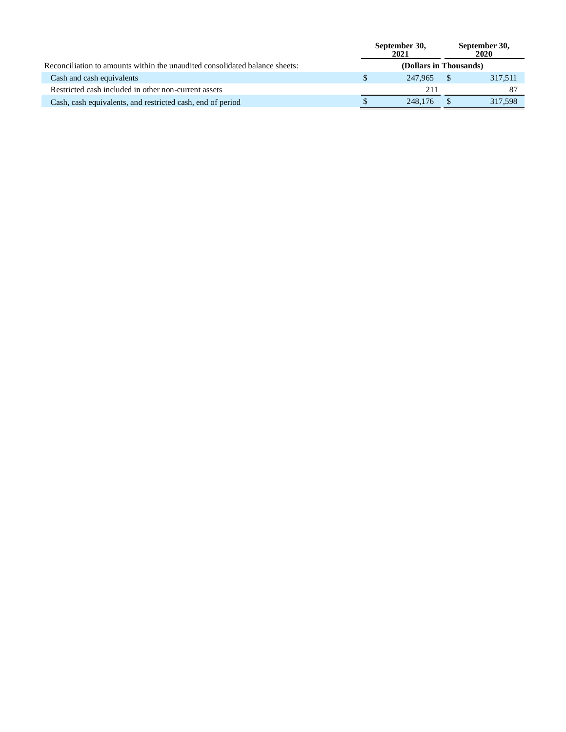| | September 30, 2021 | September 30, 2020 |
|---|---|---|
| Reconciliation to amounts within the unaudited consolidated balance sheets: | (Dollars in Thousands) | |
| Cash and cash equivalents | $ 247,965 | $ 317,511 |
| Restricted cash included in other non-current assets | 211 | 87 |
| Cash, cash equivalents, and restricted cash, end of period | $ 248,176 | $ 317,598 |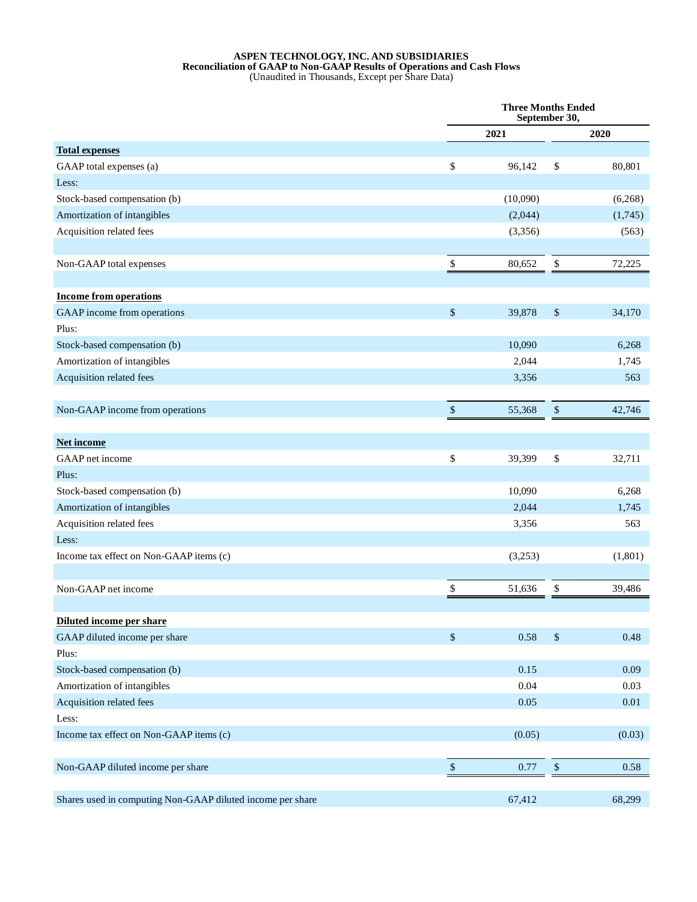**ASPEN TECHNOLOGY, INC. AND SUBSIDIARIES**
**Reconciliation of GAAP to Non-GAAP Results of Operations and Cash Flows**
(Unaudited in Thousands, Except per Share Data)

| | Three Months Ended September 30, | |
|---|---|---|
| | 2021 | 2020 |
| **Total expenses** | | |
| GAAP total expenses (a) | $ 96,142 | $ 80,801 |
| Less: | | |
| Stock-based compensation (b) | (10,090) | (6,268) |
| Amortization of intangibles | (2,044) | (1,745) |
| Acquisition related fees | (3,356) | (563) |
| Non-GAAP total expenses | $ 80,652 | $ 72,225 |
| **Income from operations** | | |
| GAAP income from operations | $ 39,878 | $ 34,170 |
| Plus: | | |
| Stock-based compensation (b) | 10,090 | 6,268 |
| Amortization of intangibles | 2,044 | 1,745 |
| Acquisition related fees | 3,356 | 563 |
| Non-GAAP income from operations | $ 55,368 | $ 42,746 |
| **Net income** | | |
| GAAP net income | $ 39,399 | $ 32,711 |
| Plus: | | |
| Stock-based compensation (b) | 10,090 | 6,268 |
| Amortization of intangibles | 2,044 | 1,745 |
| Acquisition related fees | 3,356 | 563 |
| Less: | | |
| Income tax effect on Non-GAAP items (c) | (3,253) | (1,801) |
| Non-GAAP net income | $ 51,636 | $ 39,486 |
| **Diluted income per share** | | |
| GAAP diluted income per share | $ 0.58 | $ 0.48 |
| Plus: | | |
| Stock-based compensation (b) | 0.15 | 0.09 |
| Amortization of intangibles | 0.04 | 0.03 |
| Acquisition related fees | 0.05 | 0.01 |
| Less: | | |
| Income tax effect on Non-GAAP items (c) | (0.05) | (0.03) |
| Non-GAAP diluted income per share | $ 0.77 | $ 0.58 |
| Shares used in computing Non-GAAP diluted income per share | 67,412 | 68,299 |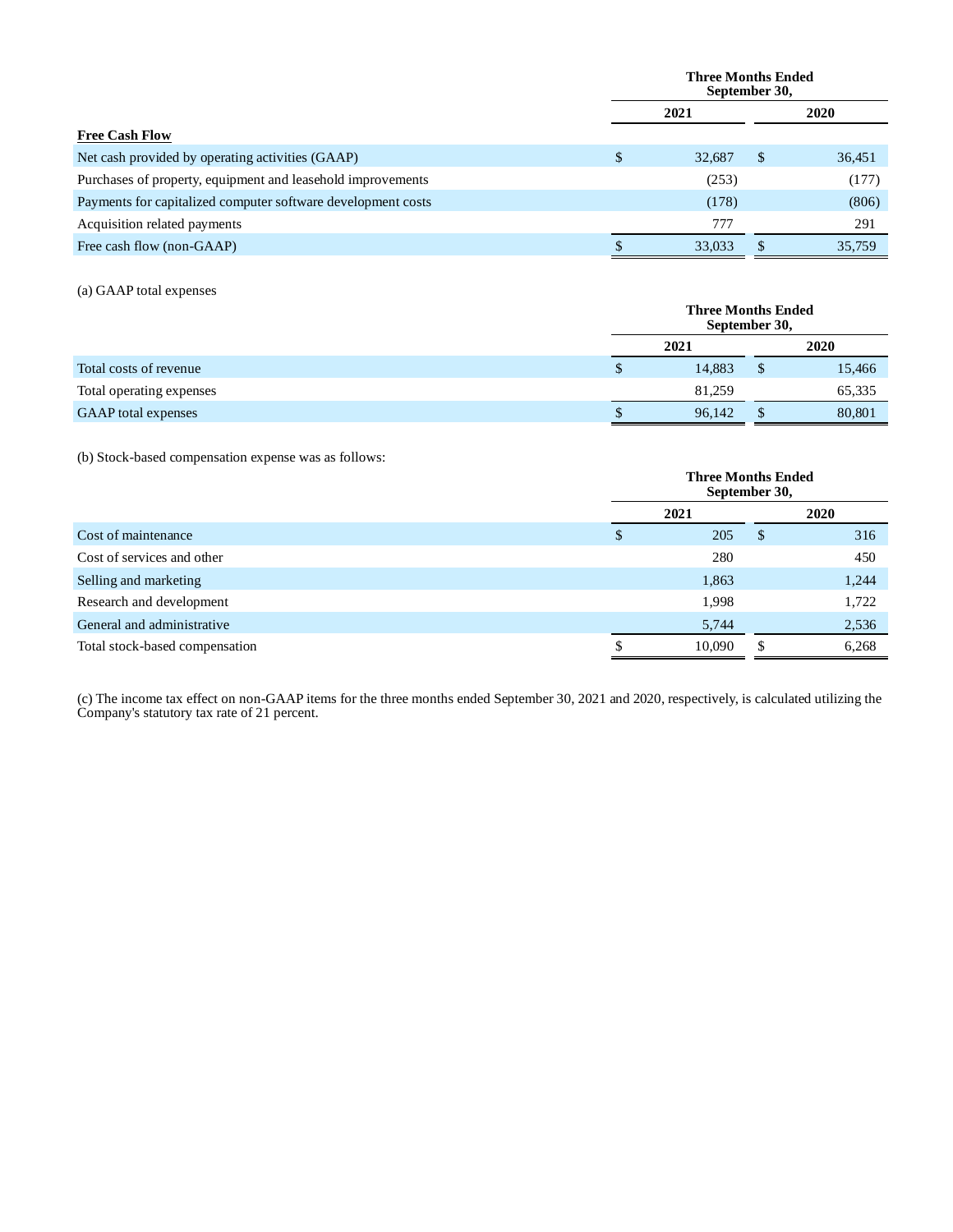| | Three Months Ended September 30, | |
|---|---|---|
| | 2021 | 2020 |
| **Free Cash Flow** | | |
| Net cash provided by operating activities (GAAP) | $ 32,687 | $ 36,451 |
| Purchases of property, equipment and leasehold improvements | (253) | (177) |
| Payments for capitalized computer software development costs | (178) | (806) |
| Acquisition related payments | 777 | 291 |
| Free cash flow (non-GAAP) | $ 33,033 | $ 35,759 |

(a) GAAP total expenses

| | Three Months Ended September 30, | |
|---|---|---|
| | 2021 | 2020 |
| Total costs of revenue | $ 14,883 | $ 15,466 |
| Total operating expenses | 81,259 | 65,335 |
| GAAP total expenses | $ 96,142 | $ 80,801 |

(b) Stock-based compensation expense was as follows:

| | Three Months Ended September 30, | |
|---|---|---|
| | 2021 | 2020 |
| Cost of maintenance | $ 205 | $ 316 |
| Cost of services and other | 280 | 450 |
| Selling and marketing | 1,863 | 1,244 |
| Research and development | 1,998 | 1,722 |
| General and administrative | 5,744 | 2,536 |
| Total stock-based compensation | $ 10,090 | $ 6,268 |

(c) The income tax effect on non-GAAP items for the three months ended September 30, 2021 and 2020, respectively, is calculated utilizing the Company's statutory tax rate of 21 percent.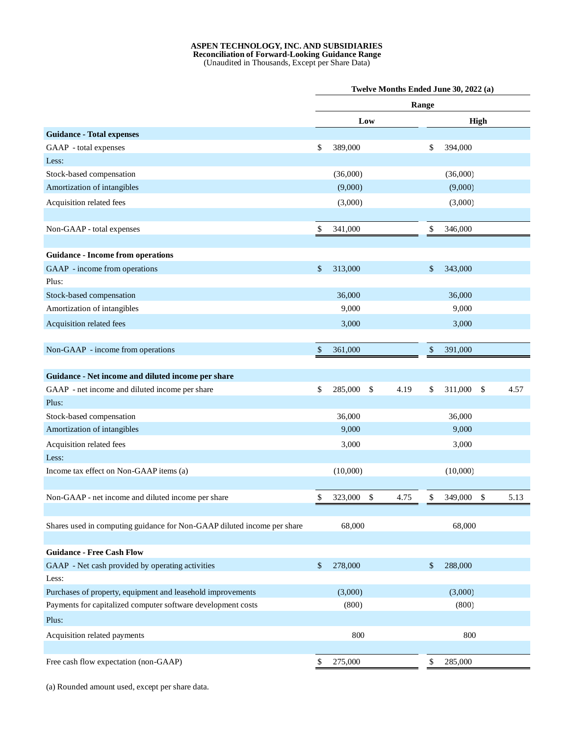**ASPEN TECHNOLOGY, INC. AND SUBSIDIARIES**
**Reconciliation of Forward-Looking Guidance Range**
(Unaudited in Thousands, Except per Share Data)

| | Twelve Months Ended June 30, 2022 (a) | | | |
|---|---|---|---|---|
| | Range | | | |
| | Low | | High | |
| **Guidance - Total expenses** | | | | |
| GAAP - total expenses | $ 389,000 | | $ 394,000 | |
| Less: | | | | |
| Stock-based compensation | (36,000) | | (36,000) | |
| Amortization of intangibles | (9,000) | | (9,000) | |
| Acquisition related fees | (3,000) | | (3,000) | |
| Non-GAAP - total expenses | $ 341,000 | | $ 346,000 | |
| **Guidance - Income from operations** | | | | |
| GAAP - income from operations | $ 313,000 | | $ 343,000 | |
| Plus: | | | | |
| Stock-based compensation | 36,000 | | 36,000 | |
| Amortization of intangibles | 9,000 | | 9,000 | |
| Acquisition related fees | 3,000 | | 3,000 | |
| Non-GAAP - income from operations | $ 361,000 | | $ 391,000 | |
| **Guidance - Net income and diluted income per share** | | | | |
| GAAP - net income and diluted income per share | $ 285,000 | $ 4.19 | $ 311,000 | $ 4.57 |
| Plus: | | | | |
| Stock-based compensation | 36,000 | | 36,000 | |
| Amortization of intangibles | 9,000 | | 9,000 | |
| Acquisition related fees | 3,000 | | 3,000 | |
| Less: | | | | |
| Income tax effect on Non-GAAP items (a) | (10,000) | | (10,000) | |
| Non-GAAP - net income and diluted income per share | $ 323,000 | $ 4.75 | $ 349,000 | $ 5.13 |
| Shares used in computing guidance for Non-GAAP diluted income per share | 68,000 | | 68,000 | |
| **Guidance - Free Cash Flow** | | | | |
| GAAP - Net cash provided by operating activities | $ 278,000 | | $ 288,000 | |
| Less: | | | | |
| Purchases of property, equipment and leasehold improvements | (3,000) | | (3,000) | |
| Payments for capitalized computer software development costs | (800) | | (800) | |
| Plus: | | | | |
| Acquisition related payments | 800 | | 800 | |
| Free cash flow expectation (non-GAAP) | $ 275,000 | | $ 285,000 | |

(a) Rounded amount used, except per share data.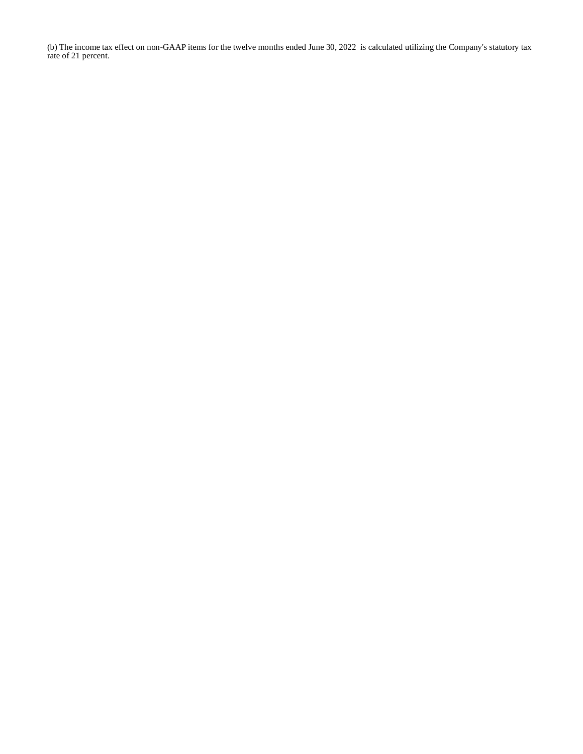(b) The income tax effect on non-GAAP items for the twelve months ended June 30, 2022  is calculated utilizing the Company's statutory tax rate of 21 percent.